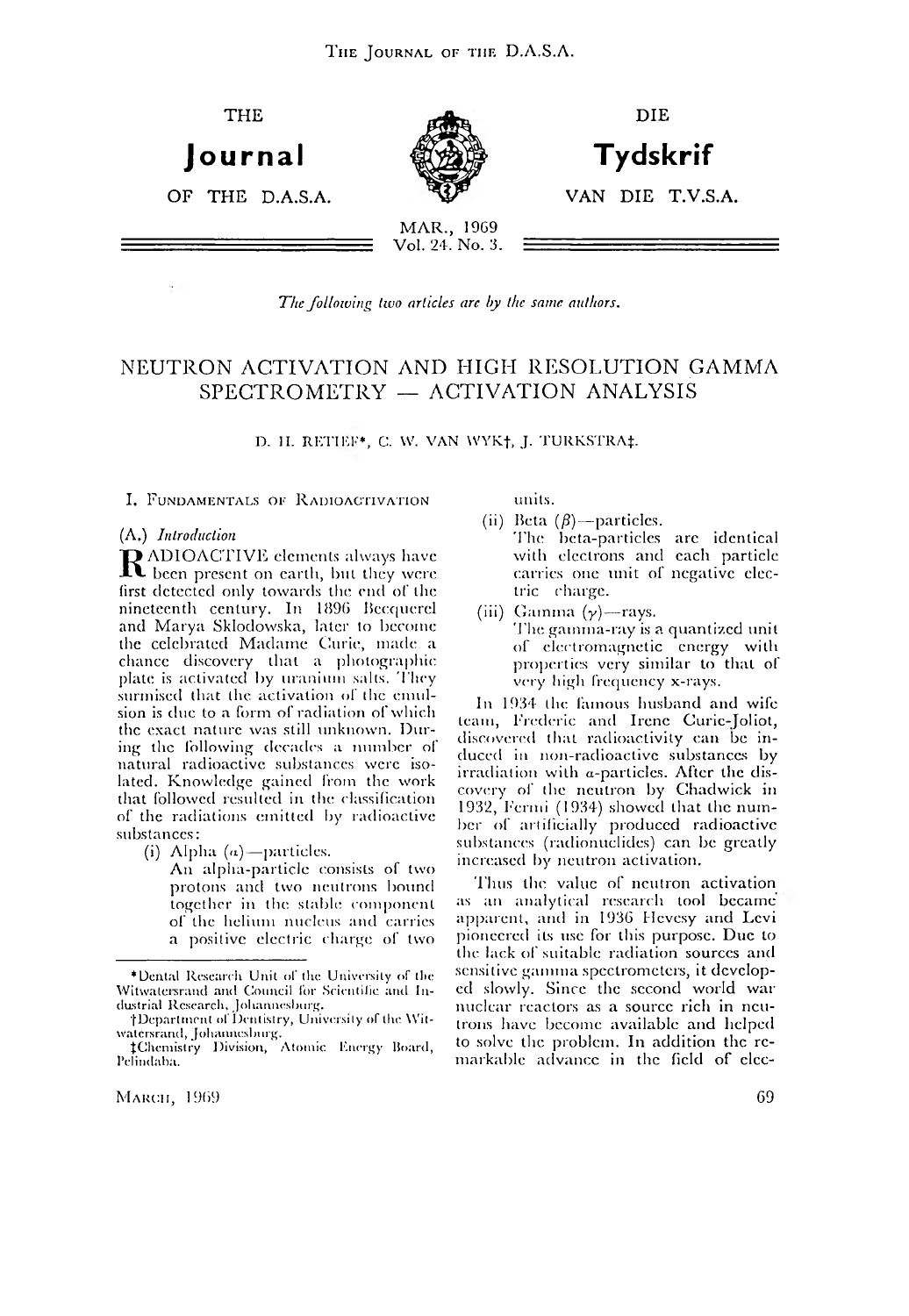THE Journal OF THE D.A.S.A.

DIE Tydskrif VAN DIE T.V.S.A.

MAR., 1969
Vol. 24. No. 3.

*The following two articles are by the same authors.*

# NEUTRON ACTIVATION AND HIGH RESOLUTION GAMMA SPECTROMETRY — ACTIVATION ANALYSIS

D. H. RETIEF*, C. W. VAN WYK†, J. TURKSTRA‡.

## I. Fundamentals of Radioactivation

### (A.) *Introduction*

RADIOACTIVE elements always have been present on earth, but they were first detected only towards the end of the nineteenth century. In 1896 Becquerel and Marya Sklodowska, later to become the celebrated Madame Curie, made a chance discovery that a photographic plate is activated by uranium salts. They surmised that the activation of the emulsion is due to a form of radiation of which the exact nature was still unknown. During the following decades a number of natural radioactive substances were isolated. Knowledge gained from the work that followed resulted in the classification of the radiations emitted by radioactive substances:

(i) Alpha ($\alpha$)—particles.
An alpha-particle consists of two protons and two neutrons bound together in the stable component of the helium nucleus and carries a positive electric charge of two units.

(ii) Beta ($\beta$)—particles.
The beta-particles are identical with electrons and each particle carries one unit of negative electric charge.

(iii) Gamma ($\gamma$)—rays.
The gamma-ray is a quantized unit of electromagnetic energy with properties very similar to that of very high frequency x-rays.

In 1934 the famous husband and wife team, Frederic and Irene Curie-Joliot, discovered that radioactivity can be induced in non-radioactive substances by irradiation with $\alpha$-particles. After the discovery of the neutron by Chadwick in 1932, Fermi (1934) showed that the number of artificially produced radioactive substances (radionuclides) can be greatly increased by neutron activation.

Thus the value of neutron activation as an analytical research tool became apparent, and in 1936 Hevesy and Levi pioneered its use for this purpose. Due to the lack of suitable radiation sources and sensitive gamma spectrometers, it developed slowly. Since the second world war nuclear reactors as a source rich in neutrons have become available and helped to solve the problem. In addition the remarkable advance in the field of elec-

---

*Dental Research Unit of the University of the Witwatersrand and Council for Scientific and Industrial Research, Johannesburg.

†Department of Dentistry, University of the Witwatersrand, Johannesburg.

‡Chemistry Division, Atomic Energy Board, Pelindaba.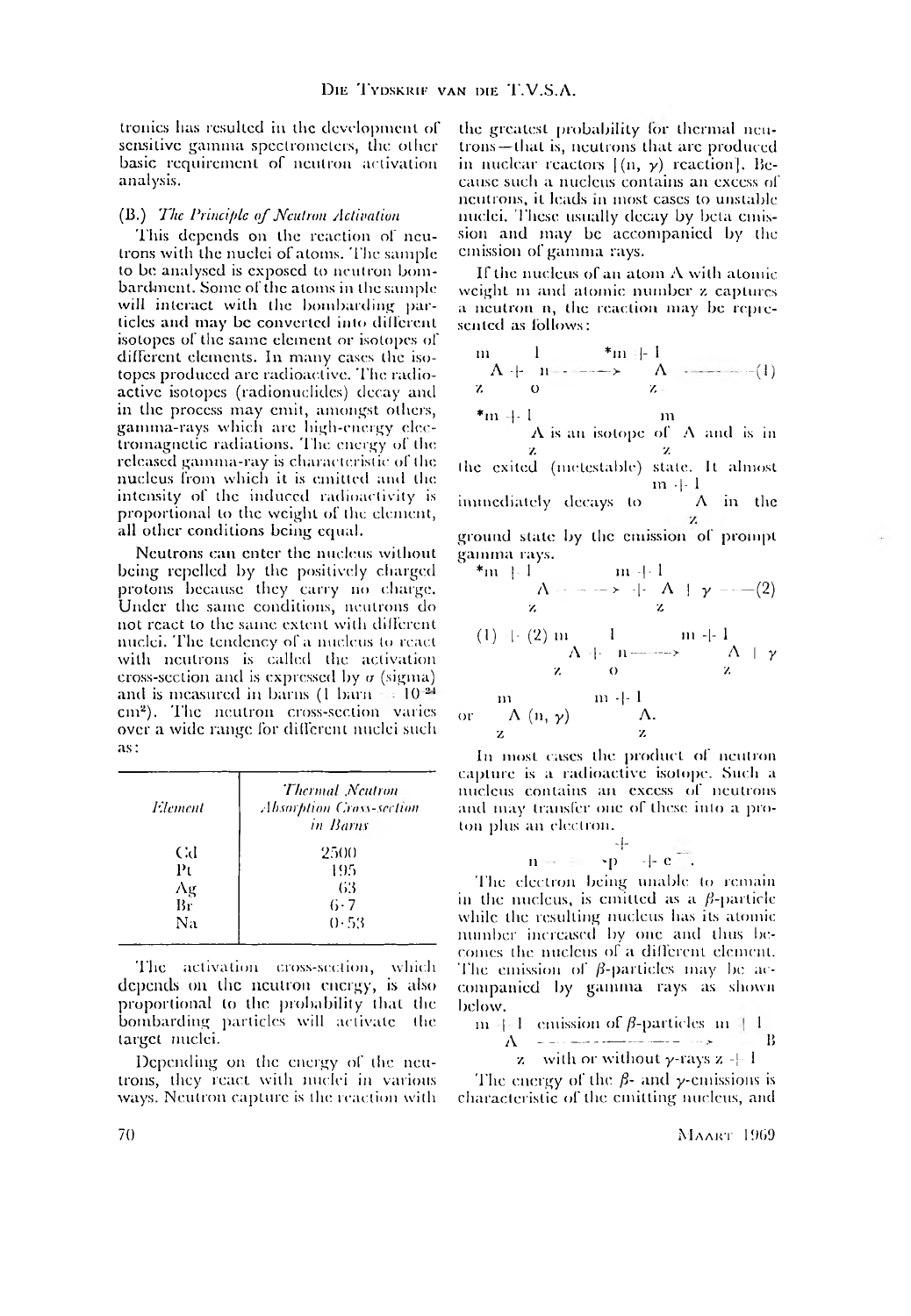tronics has resulted in the development of sensitive gamma spectrometers, the other basic requirement of neutron activation analysis.

### (B.) *The Principle of Neutron Activation*

This depends on the reaction of neutrons with the nuclei of atoms. The sample to be analysed is exposed to neutron bombardment. Some of the atoms in the sample will interact with the bombarding particles and may be converted into different isotopes of the same element or isotopes of different elements. In many cases the isotopes produced are radioactive. The radioactive isotopes (radionuclides) decay and in the process may emit, amongst others, gamma-rays which are high-energy electromagnetic radiations. The energy of the released gamma-ray is characteristic of the nucleus from which it is emitted and the intensity of the induced radioactivity is proportional to the weight of the element, all other conditions being equal.

Neutrons can enter the nucleus without being repelled by the positively charged protons because they carry no charge. Under the same conditions, neutrons do not react to the same extent with different nuclei. The tendency of a nucleus to react with neutrons is called the activation cross-section and is expressed by $\sigma$ (sigma) and is measured in barns (1 barn = $10^{-24}$ cm$^2$). The neutron cross-section varies over a wide range for different nuclei such as:

| *Element* | *Thermal Neutron Absorption Cross-section in Barns* |
|---|---|
| Cd | 2500 |
| Pt | 195 |
| Ag | 63 |
| Br | 6·7 |
| Na | 0·53 |

The activation cross-section, which depends on the neutron energy, is also proportional to the probability that the bombarding particles will activate the target nuclei.

Depending on the energy of the neutrons, they react with nuclei in various ways. Neutron capture is the reaction with the greatest probability for thermal neutrons—that is, neutrons that are produced in nuclear reactors [(n, $\gamma$) reaction]. Because such a nucleus contains an excess of neutrons, it leads in most cases to unstable nuclei. These usually decay by beta emission and may be accompanied by the emission of gamma rays.

If the nucleus of an atom A with atomic weight m and atomic number z captures a neutron n, the reaction may be represented as follows:

$$ {}^{m}_{z}A + {}^{1}_{0}n \longrightarrow {}^{*m+1}_{z}A \qquad (1)$$

${}^{*m+1}_{z}A$ is an isotope of ${}^{m}_{z}A$ and is in the exited (metestable) state. It almost immediately decays to ${}^{m+1}_{z}A$ in the ground state by the emission of prompt gamma rays.

$$ {}^{*m+1}_{z}A \longrightarrow + {}^{m+1}_{z}A + \gamma \qquad (2)$$

$$(1) + (2)\quad {}^{m}_{z}A + {}^{1}_{0}n \longrightarrow {}^{m+1}_{z}A + \gamma$$

$$\text{or}\quad {}^{m}_{z}A\ (n, \gamma)\ {}^{m+1}_{z}A.$$

In most cases the product of neutron capture is a radioactive isotope. Such a nucleus contains an excess of neutrons and may transfer one of these into a proton plus an electron.

$$n = p^{+} + e^{-}.$$

The electron being unable to remain in the nucleus, is emitted as a $\beta$-particle while the resulting nucleus has its atomic number increased by one and thus becomes the nucleus of a different element. The emission of $\beta$-particles may be accompanied by gamma rays as shown below.

$$ {}^{m+1}_{z}A \xrightarrow[\text{with or without } \gamma\text{-rays}]{\text{emission of } \beta\text{-particles}} {}^{m+1}_{z+1}B$$

The energy of the $\beta$- and $\gamma$-emissions is characteristic of the emitting nucleus, and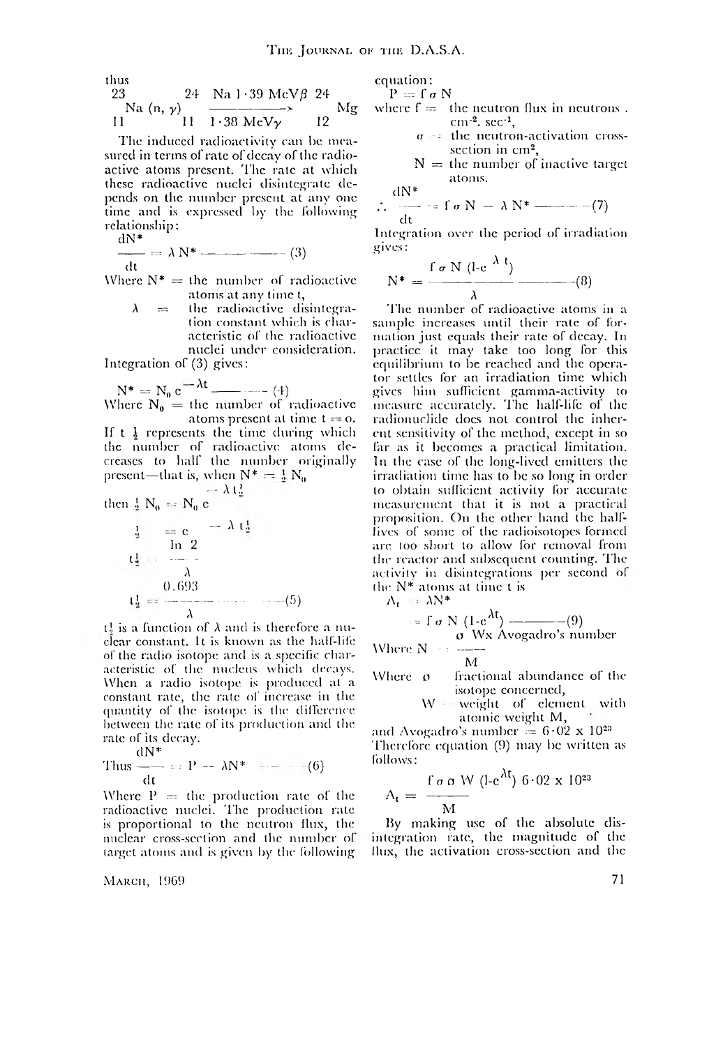thus

$$^{23}_{11}Na\,(n, \gamma)\,^{24}_{11}Na \xrightarrow[1 \cdot 38\ MeV\gamma]{1 \cdot 39\ MeV\beta} {}^{24}_{12}Mg$$

The induced radioactivity can be measured in terms of rate of decay of the radioactive atoms present. The rate at which these radioactive nuclei disintegrate depends on the number present at any one time and is expressed by the following relationship:

$$\frac{dN^*}{dt} = \lambda N^* \quad \text{——— (3)}$$

Where $N^*$ = the number of radioactive atoms at any time t,

$\lambda$ = the radioactive disintegration constant which is characteristic of the radioactive nuclei under consideration.

Integration of (3) gives:

$$N^* = N_0\, e^{-\lambda t} \quad \text{——— (4)}$$

Where $N_0$ = the number of radioactive atoms present at time t = o.

If $t_{\frac{1}{2}}$ represents the time during which the number of radioactive atoms decreases to half the number originally present—that is, when $N^* = \frac{1}{2} N_0$

then $\frac{1}{2} N_0 = N_0\, e^{-\lambda t_{\frac{1}{2}}}$

$$\frac{1}{2} = e^{-\lambda t_{\frac{1}{2}}}$$

$$t_{\frac{1}{2}} = \frac{\ln 2}{\lambda}$$

$$t_{\frac{1}{2}} = \frac{0.693}{\lambda} \quad \text{——— (5)}$$

$t_{\frac{1}{2}}$ is a function of $\lambda$ and is therefore a nuclear constant. It is known as the half-life of the radio isotope and is a specific characteristic of the nucleus which decays. When a radio isotope is produced at a constant rate, the rate of increase in the quantity of the isotope is the difference between the rate of its production and the rate of its decay.

$$\text{Thus } \frac{dN^*}{dt} = P - \lambda N^* \quad \text{——— (6)}$$

Where P = the production rate of the radioactive nuclei. The production rate is proportional to the neutron flux, the nuclear cross-section and the number of target atoms and is given by the following equation:

$$P = f\,\sigma\,N$$

where f = the neutron flux in neutrons . $cm^{-2}$. $sec^{-1}$,

$\sigma$ = the neutron-activation cross-section in $cm^2$,

N = the number of inactive target atoms.

$$\therefore \frac{dN^*}{dt} = f\,\sigma\,N - \lambda N^* \quad \text{——— (7)}$$

Integration over the period of irradiation gives:

$$N^* = \frac{f\,\sigma\,N\,(1\text{-}e^{\lambda t})}{\lambda} \quad \text{——— (8)}$$

The number of radioactive atoms in a sample increases until their rate of formation just equals their rate of decay. In practice it may take too long for this equilibrium to be reached and the operator settles for an irradiation time which gives him sufficient gamma-activity to measure accurately. The half-life of the radionuclide does not control the inherent sensitivity of the method, except in so far as it becomes a practical limitation. In the case of the long-lived emitters the irradiation time has to be so long in order to obtain sufficient activity for accurate measurement that it is not a practical proposition. On the other hand the half-lives of some of the radioisotopes formed are too short to allow for removal from the reactor and subsequent counting. The activity in disintegrations per second of the $N^*$ atoms at time t is

$$A_t = \lambda N^*$$

$$= f\,\sigma\,N\,(1\text{-}e^{\lambda t}) \quad \text{——— (9)}$$

$$\text{Where } N = \frac{\theta\ W \times \text{Avogadro's number}}{M}$$

Where $\theta$ = fractional abundance of the isotope concerned,

W = weight of element with atomic weight M,

and Avogadro's number = $6 \cdot 02 \times 10^{23}$

Therefore equation (9) may be written as follows:

$$A_t = \frac{f\,\sigma\,\theta\,W\,(1\text{-}e^{\lambda t})\ 6 \cdot 02 \times 10^{23}}{M}$$

By making use of the absolute disintegration rate, the magnitude of the flux, the activation cross-section and the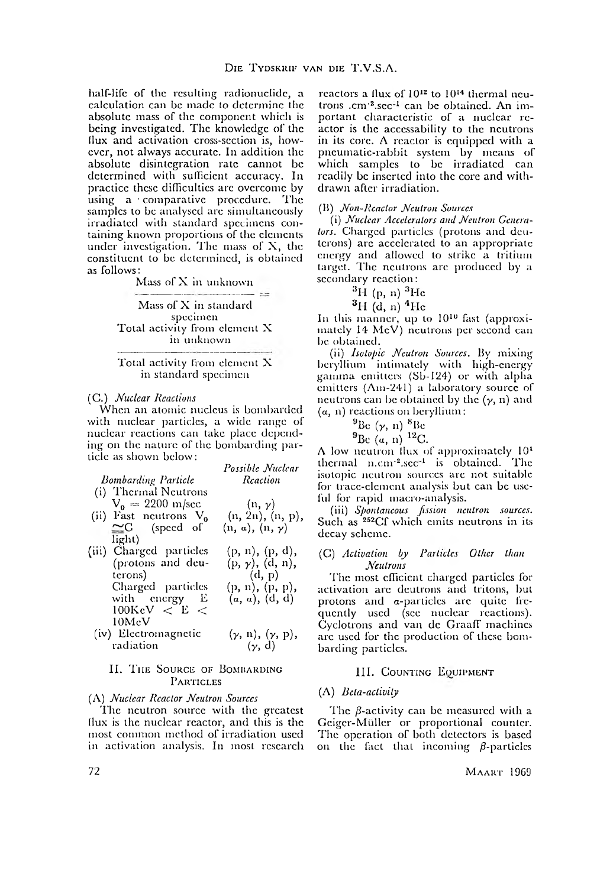half-life of the resulting radionuclide, a calculation can be made to determine the absolute mass of the component which is being investigated. The knowledge of the flux and activation cross-section is, however, not always accurate. In addition the absolute disintegration rate cannot be determined with sufficient accuracy. In practice these difficulties are overcome by using a comparative procedure. The samples to be analysed are simultaneously irradiated with standard specimens containing known proportions of the elements under investigation. The mass of X, the constituent to be determined, is obtained as follows:

$$\frac{\text{Mass of X in unknown}}{\text{Mass of X in standard specimen}} = \frac{\text{Total activity from element X in unknown}}{\text{Total activity from element X in standard specimen}}$$

### (C.) *Nuclear Reactions*

When an atomic nucleus is bombarded with nuclear particles, a wide range of nuclear reactions can take place depending on the nature of the bombarding particle as shown below:

| *Bombarding Particle* | *Possible Nuclear Reaction* |
|---|---|
| (i) Thermal Neutrons $V_0 = 2200$ m/sec | $(n, \gamma)$ |
| (ii) Fast neutrons $V_0 \simeq C$ (speed of light) | $(n, 2n)$, $(n, p)$, $(n, \alpha)$, $(n, \gamma)$ |
| (iii) Charged particles (protons and deuterons) | $(p, n)$, $(p, d)$, $(p, \gamma)$, $(d, n)$, $(d, p)$ |
| Charged particles with energy E $100\text{KeV} < E < 10\text{MeV}$ | $(p, n)$, $(p, p)$, $(\alpha, \alpha)$, $(d, d)$ |
| (iv) Electromagnetic radiation | $(\gamma, n)$, $(\gamma, p)$, $(\gamma, d)$ |

## II. The Source of Bombarding Particles

### (A) *Nuclear Reactor Neutron Sources*

The neutron source with the greatest flux is the nuclear reactor, and this is the most common method of irradiation used in activation analysis. In most research reactors a flux of $10^{12}$ to $10^{14}$ thermal neutrons $.cm^{-2}.sec^{-1}$ can be obtained. An important characteristic of a nuclear reactor is the accessability to the neutrons in its core. A reactor is equipped with a pneumatic-rabbit system by means of which samples to be irradiated can readily be inserted into the core and withdrawn after irradiation.

### (B) *Non-Reactor Neutron Sources*

(i) *Nuclear Accelerators and Neutron Generators.* Charged particles (protons and deuterons) are accelerated to an appropriate energy and allowed to strike a tritium target. The neutrons are produced by a secondary reaction:

$$^{3}H\ (p, n)\ ^{3}He$$
$$^{3}H\ (d, n)\ ^{4}He$$

In this manner, up to $10^{10}$ fast (approximately 14 MeV) neutrons per second can be obtained.

(ii) *Isotopic Neutron Sources.* By mixing beryllium intimately with high-energy gamma emitters (Sb-124) or with alpha emitters (Am-241) a laboratory source of neutrons can be obtained by the $(\gamma, n)$ and $(\alpha, n)$ reactions on beryllium:

$$^{9}Be\ (\gamma, n)\ ^{8}Be$$
$$^{9}Be\ (\alpha, n)\ ^{12}C.$$

A low neutron flux of approximately $10^{4}$ thermal $n.cm^{-2}.sec^{-1}$ is obtained. The isotopic neutron sources are not suitable for trace-element analysis but can be useful for rapid macro-analysis.

(iii) *Spontaneous fission neutron sources.* Such as $^{252}Cf$ which emits neutrons in its decay scheme.

### (C) *Activation by Particles Other than Neutrons*

The most efficient charged particles for activation are deutrons and tritons, but protons and $\alpha$-particles are quite frequently used (see nuclear reactions). Cyclotrons and van de Graaff machines are used for the production of these bombarding particles.

## III. Counting Equipment

### (A) *Beta-activity*

The $\beta$-activity can be measured with a Geiger-Müller or proportional counter. The operation of both detectors is based on the fact that incoming $\beta$-particles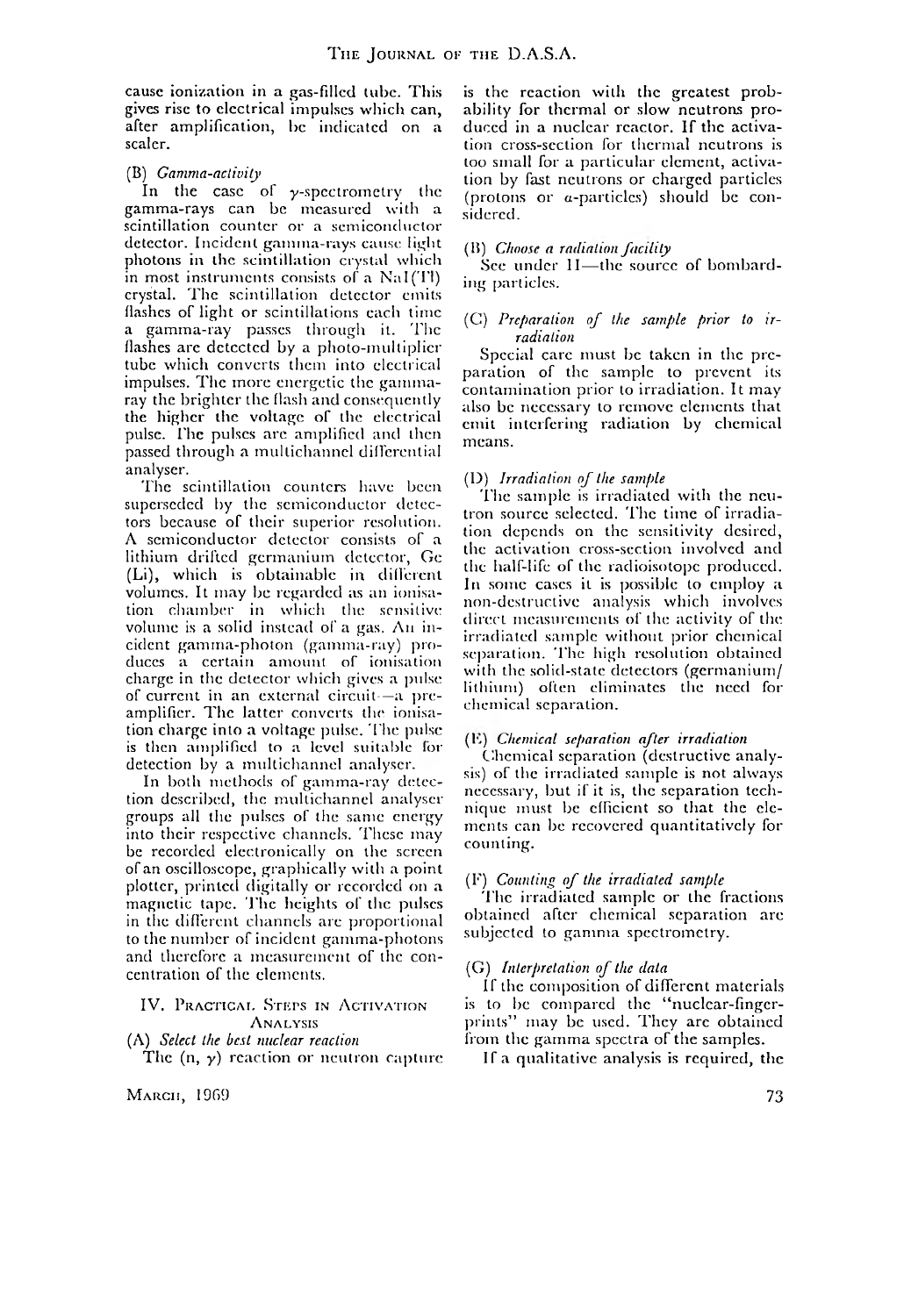cause ionization in a gas-filled tube. This gives rise to electrical impulses which can, after amplification, be indicated on a scaler.

### (B) *Gamma-activity*

In the case of $\gamma$-spectrometry the gamma-rays can be measured with a scintillation counter or a semiconductor detector. Incident gamma-rays cause light photons in the scintillation crystal which in most instruments consists of a NaI(Tl) crystal. The scintillation detector emits flashes of light or scintillations each time a gamma-ray passes through it. The flashes are detected by a photo-multiplier tube which converts them into electrical impulses. The more energetic the gamma-ray the brighter the flash and consequently the higher the voltage of the electrical pulse. The pulses are amplified and then passed through a multichannel differential analyser.

The scintillation counters have been superseded by the semiconductor detectors because of their superior resolution. A semiconductor detector consists of a lithium drifted germanium detector, Ge (Li), which is obtainable in different volumes. It may be regarded as an ionisation chamber in which the sensitive volume is a solid instead of a gas. An incident gamma-photon (gamma-ray) produces a certain amount of ionisation charge in the detector which gives a pulse of current in an external circuit—a pre-amplifier. The latter converts the ionisation charge into a voltage pulse. The pulse is then amplified to a level suitable for detection by a multichannel analyser.

In both methods of gamma-ray detection described, the multichannel analyser groups all the pulses of the same energy into their respective channels. These may be recorded electronically on the screen of an oscilloscope, graphically with a point plotter, printed digitally or recorded on a magnetic tape. The heights of the pulses in the different channels are proportional to the number of incident gamma-photons and therefore a measurement of the concentration of the elements.

## IV. Practical Steps in Activation Analysis

### (A) *Select the best nuclear reaction*

The (n, $\gamma$) reaction or neutron capture is the reaction with the greatest probability for thermal or slow neutrons produced in a nuclear reactor. If the activation cross-section for thermal neutrons is too small for a particular element, activation by fast neutrons or charged particles (protons or $\alpha$-particles) should be considered.

### (B) *Choose a radiation facility*

See under II—the source of bombarding particles.

### (C) *Preparation of the sample prior to irradiation*

Special care must be taken in the preparation of the sample to prevent its contamination prior to irradiation. It may also be necessary to remove elements that emit interfering radiation by chemical means.

### (D) *Irradiation of the sample*

The sample is irradiated with the neutron source selected. The time of irradiation depends on the sensitivity desired, the activation cross-section involved and the half-life of the radioisotope produced. In some cases it is possible to employ a non-destructive analysis which involves direct measurements of the activity of the irradiated sample without prior chemical separation. The high resolution obtained with the solid-state detectors (germanium/lithium) often eliminates the need for chemical separation.

### (E) *Chemical separation after irradiation*

Chemical separation (destructive analysis) of the irradiated sample is not always necessary, but if it is, the separation technique must be efficient so that the elements can be recovered quantitatively for counting.

### (F) *Counting of the irradiated sample*

The irradiated sample or the fractions obtained after chemical separation are subjected to gamma spectrometry.

### (G) *Interpretation of the data*

If the composition of different materials is to be compared the "nuclear-finger-prints" may be used. They are obtained from the gamma spectra of the samples.

If a qualitative analysis is required, the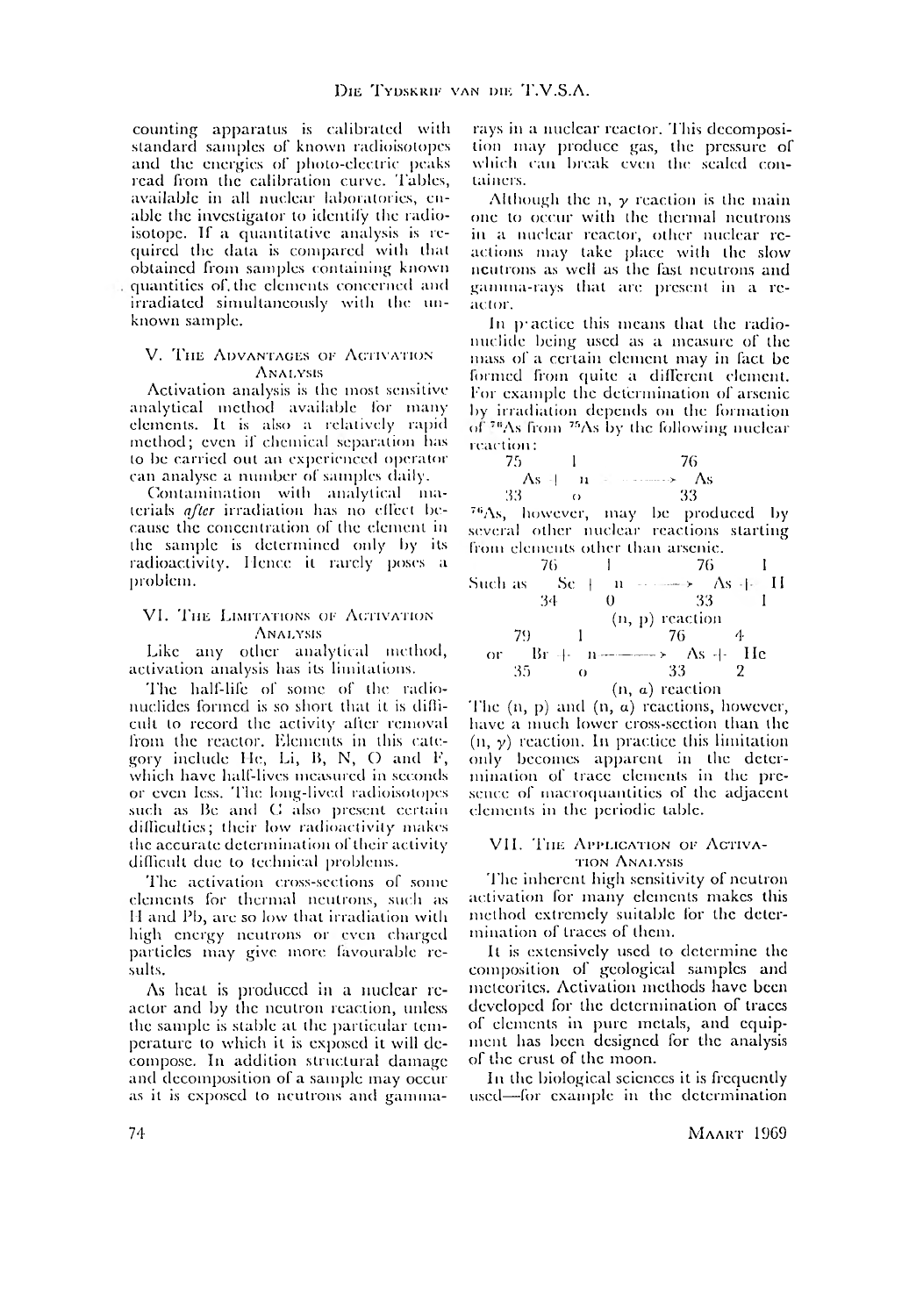counting apparatus is calibrated with standard samples of known radioisotopes and the energies of photo-electric peaks read from the calibration curve. Tables, available in all nuclear laboratories, enable the investigator to identify the radioisotope. If a quantitative analysis is required the data is compared with that obtained from samples containing known quantities of the elements concerned and irradiated simultaneously with the unknown sample.

## V. The Advantages of Activation Analysis

Activation analysis is the most sensitive analytical method available for many elements. It is also a relatively rapid method; even if chemical separation has to be carried out an experienced operator can analyse a number of samples daily.

Contamination with analytical materials *after* irradiation has no effect because the concentration of the element in the sample is determined only by its radioactivity. Hence it rarely poses a problem.

## VI. The Limitations of Activation Analysis

Like any other analytical method, activation analysis has its limitations.

The half-life of some of the radionuclides formed is so short that it is difficult to record the activity after removal from the reactor. Elements in this category include He, Li, B, N, O and F, which have half-lives measured in seconds or even less. The long-lived radioisotopes such as Be and C also present certain difficulties; their low radioactivity makes the accurate determination of their activity difficult due to technical problems.

The activation cross-sections of some elements for thermal neutrons, such as H and Pb, are so low that irradiation with high energy neutrons or even charged particles may give more favourable results.

As heat is produced in a nuclear reactor and by the neutron reaction, unless the sample is stable at the particular temperature to which it is exposed it will decompose. In addition structural damage and decomposition of a sample may occur as it is exposed to neutrons and gamma-rays in a nuclear reactor. This decomposition may produce gas, the pressure of which can break even the sealed containers.

Although the n, $\gamma$ reaction is the main one to occur with the thermal neutrons in a nuclear reactor, other nuclear reactions may take place with the slow neutrons as well as the fast neutrons and gamma-rays that are present in a reactor.

In practice this means that the radionuclide being used as a measure of the mass of a certain element may in fact be formed from quite a different element. For example the determination of arsenic by irradiation depends on the formation of $^{76}As$ from $^{75}As$ by the following nuclear reaction:

$$^{75}_{33}As + {}^{1}_{0}n \longrightarrow {}^{76}_{33}As$$

$^{76}As$, however, may be produced by several other nuclear reactions starting from elements other than arsenic.

Such as

$$^{76}_{34}Se + {}^{1}_{0}n \longrightarrow {}^{76}_{33}As + {}^{1}_{1}H$$

(n, p) reaction

or

$$^{79}_{35}Br + {}^{1}_{0}n \longrightarrow {}^{76}_{33}As + {}^{4}_{2}He$$

(n, $\alpha$) reaction

The (n, p) and (n, $\alpha$) reactions, however, have a much lower cross-section than the (n, $\gamma$) reaction. In practice this limitation only becomes apparent in the determination of trace elements in the presence of macroquantities of the adjacent elements in the periodic table.

## VII. The Application of Activation Analysis

The inherent high sensitivity of neutron activation for many elements makes this method extremely suitable for the determination of traces of them.

It is extensively used to determine the composition of geological samples and meteorites. Activation methods have been developed for the determination of traces of elements in pure metals, and equipment has been designed for the analysis of the crust of the moon.

In the biological sciences it is frequently used—for example in the determination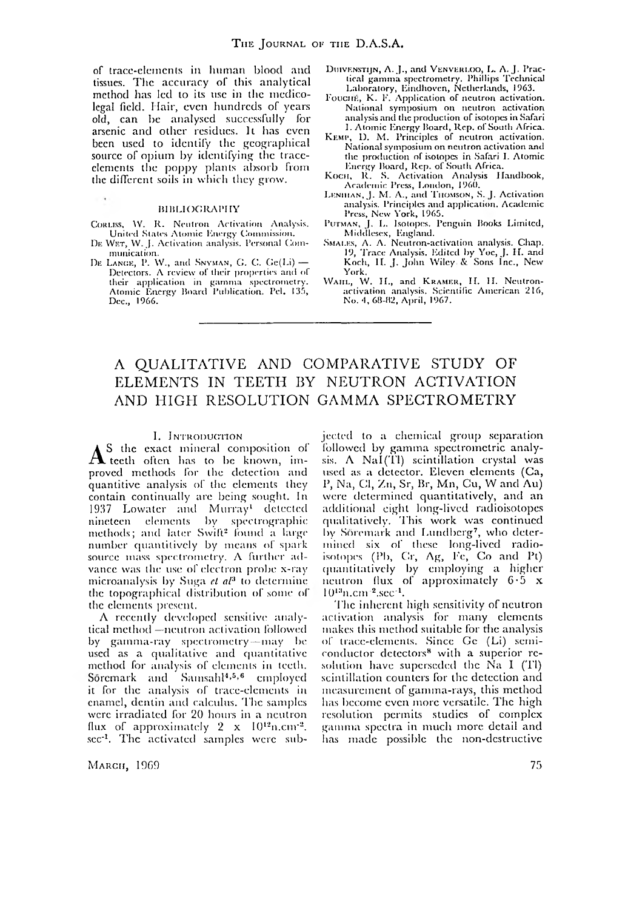of trace-elements in human blood and tissues. The accuracy of this analytical method has led to its use in the medico-legal field. Hair, even hundreds of years old, can be analysed successfully for arsenic and other residues. It has even been used to identify the geographical source of opium by identifying the trace-elements the poppy plants absorb from the different soils in which they grow.

### BIBLIOGRAPHY

Corliss, W. R. Neutron Activation Analysis. United States Atomic Energy Commission.

De Wet, W. J. Activation analysis. Personal Communication.

De Lange, P. W., and Snyman, G. C. Ge(Li) — Detectors. A review of their properties and of their application in gamma spectrometry. Atomic Energy Board Publication. Pel. 135, Dec., 1966.

Duivenstijn, A. J., and Venverloo, L. A. J. Practical gamma spectrometry. Phillips Technical Laboratory, Eindhoven, Netherlands, 1963.

Fouché, K. F. Application of neutron activation. National symposium on neutron activation analysis and the production of isotopes in Safari I. Atomic Energy Board, Rep. of South Africa.

Kemp, D. M. Principles of neutron activation. National symposium on neutron activation and the production of isotopes in Safari I. Atomic Energy Board, Rep. of South Africa.

Koch, R. S. Activation Analysis Handbook, Academic Press, London, 1960.

Lenihan, J. M. A., and Thomson, S. J. Activation analysis. Principles and application. Academic Press, New York, 1965.

Putman, J. L. Isotopes. Penguin Books Limited, Middlesex, England.

Smales, A. A. Neutron-activation analysis. Chap. 19, Trace Analysis. Edited by Yoe, J. H. and Koch, H. J. John Wiley & Sons Inc., New York.

Wahl, W. H., and Kramer, H. H. Neutron-activation analysis. Scientific American 216, No. 4, 68-82, April, 1967.

# A QUALITATIVE AND COMPARATIVE STUDY OF ELEMENTS IN TEETH BY NEUTRON ACTIVATION AND HIGH RESOLUTION GAMMA SPECTROMETRY

## I. Introduction

As the exact mineral composition of teeth often has to be known, improved methods for the detection and quantitive analysis of the elements they contain continually are being sought. In 1937 Lowater and Murray[1] detected nineteen elements by spectrographic methods; and later Swift[2] found a large number quantitively by means of spark source mass spectrometry. A further advance was the use of electron probe x-ray microanalysis by Suga *et al*[3] to determine the topographical distribution of some of the elements present.

A recently developed sensitive analytical method—neutron activation followed by gamma-ray spectrometry—may be used as a qualitative and quantitative method for analysis of elements in teeth. Söremark and Samsahl[4,5,6] employed it for the analysis of trace-elements in enamel, dentin and calculus. The samples were irradiated for 20 hours in a neutron flux of approximately $2 \times 10^{12}$n.cm$^{-2}$.sec$^{-1}$. The activated samples were subjected to a chemical group separation followed by gamma spectrometric analysis. A NaI(Tl) scintillation crystal was used as a detector. Eleven elements (Ca, P, Na, Cl, Zn, Sr, Br, Mn, Cu, W and Au) were determined quantitatively, and an additional eight long-lived radioisotopes qualitatively. This work was continued by Söremark and Lundberg[7], who determined six of these long-lived radioisotopes (Pb, Cr, Ag, Fe, Co and Pt) quantitatively by employing a higher neutron flux of approximately $6 \cdot 5 \times 10^{13}$n.cm$^{-2}$.sec$^{-1}$.

The inherent high sensitivity of neutron activation analysis for many elements makes this method suitable for the analysis of trace-elements. Since Ge (Li) semiconductor detectors[8] with a superior resolution have superseded the Na I (Tl) scintillation counters for the detection and measurement of gamma-rays, this method has become even more versatile. The high resolution permits studies of complex gamma spectra in much more detail and has made possible the non-destructive